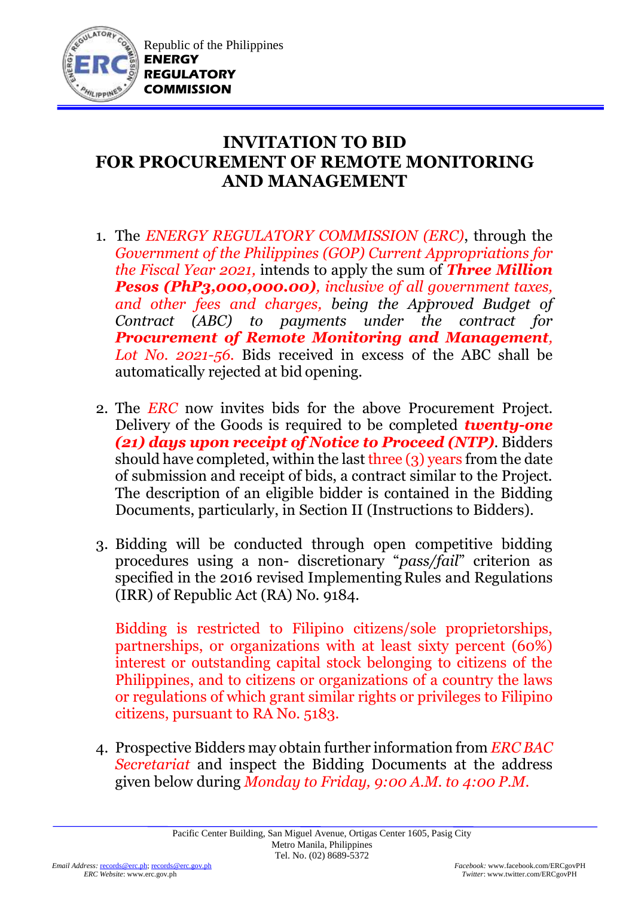Republic of the Philippines
**ENERGY REGULATORY COMMISSION**

# INVITATION TO BID FOR PROCUREMENT OF REMOTE MONITORING AND MANAGEMENT

1. The *ENERGY REGULATORY COMMISSION (ERC)*, through the *Government of the Philippines (GOP) Current Appropriations for the Fiscal Year 2021,* intends to apply the sum of ***Three Million Pesos (PhP3,000,000.00)****, inclusive of all government taxes, and other fees and charges, being the Approved Budget of Contract (ABC) to payments under the contract for* ***Procurement of Remote Monitoring and Management****, Lot No. 2021-56.* Bids received in excess of the ABC shall be automatically rejected at bid opening.

2. The *ERC* now invites bids for the above Procurement Project. Delivery of the Goods is required to be completed ***twenty-one (21) days upon receipt of Notice to Proceed (NTP)***. Bidders should have completed, within the last three (3) years from the date of submission and receipt of bids, a contract similar to the Project. The description of an eligible bidder is contained in the Bidding Documents, particularly, in Section II (Instructions to Bidders).

3. Bidding will be conducted through open competitive bidding procedures using a non- discretionary "*pass/fail*" criterion as specified in the 2016 revised Implementing Rules and Regulations (IRR) of Republic Act (RA) No. 9184.

   Bidding is restricted to Filipino citizens/sole proprietorships, partnerships, or organizations with at least sixty percent (60%) interest or outstanding capital stock belonging to citizens of the Philippines, and to citizens or organizations of a country the laws or regulations of which grant similar rights or privileges to Filipino citizens, pursuant to RA No. 5183.

4. Prospective Bidders may obtain further information from *ERC BAC Secretariat* and inspect the Bidding Documents at the address given below during *Monday to Friday, 9:00 A.M. to 4:00 P.M.*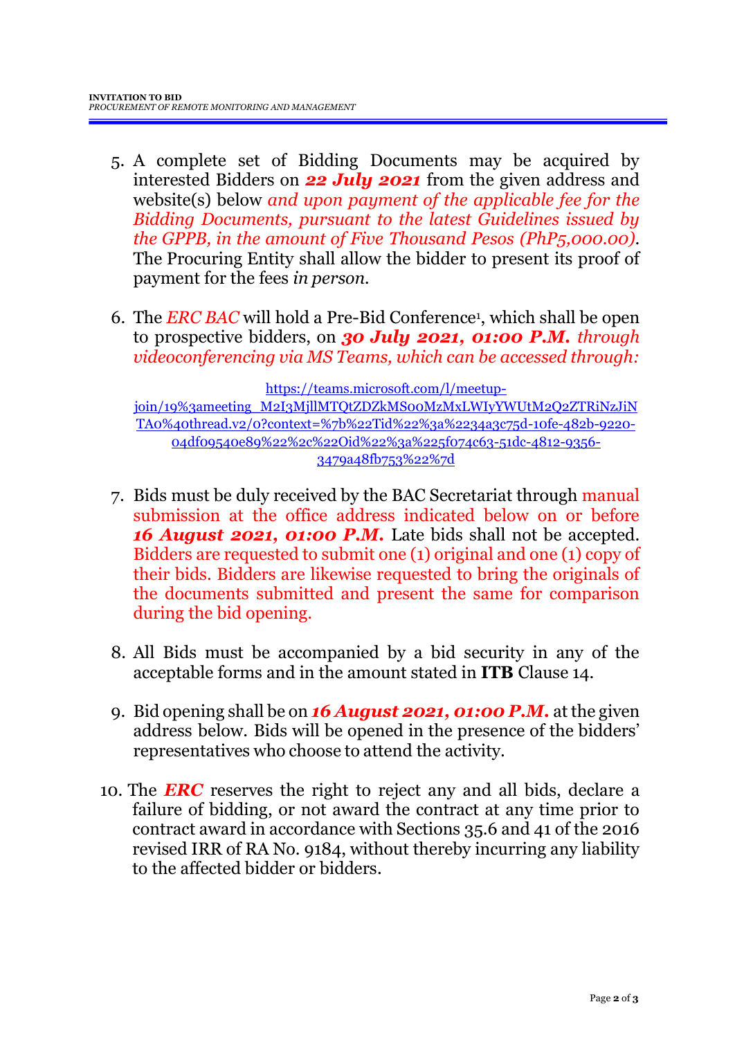5. A complete set of Bidding Documents may be acquired by interested Bidders on ***22 July 2021*** from the given address and website(s) below *and upon payment of the applicable fee for the Bidding Documents, pursuant to the latest Guidelines issued by the GPPB, in the amount of Five Thousand Pesos (PhP5,000.00).* The Procuring Entity shall allow the bidder to present its proof of payment for the fees *in person.*

6. The *ERC BAC* will hold a Pre-Bid Conference[1], which shall be open to prospective bidders, on ***30 July 2021, 01:00 P.M.*** *through videoconferencing via MS Teams, which can be accessed through:*

   https://teams.microsoft.com/l/meetup-join/19%3ameeting_M2I3MjllMTQtZDZkMS00MzMxLWIyYWUtM2Q2ZTRiNzJiNTA0%40thread.v2/0?context=%7b%22Tid%22%3a%2234a3c75d-10fe-482b-9220-04df09540e89%22%2c%22Oid%22%3a%225f074c63-51dc-4812-9356-3479a48fb753%22%7d

7. Bids must be duly received by the BAC Secretariat through manual submission at the office address indicated below on or before ***16 August 2021, 01:00 P.M.*** Late bids shall not be accepted. Bidders are requested to submit one (1) original and one (1) copy of their bids. Bidders are likewise requested to bring the originals of the documents submitted and present the same for comparison during the bid opening.

8. All Bids must be accompanied by a bid security in any of the acceptable forms and in the amount stated in **ITB** Clause 14.

9. Bid opening shall be on ***16 August 2021, 01:00 P.M.*** at the given address below. Bids will be opened in the presence of the bidders' representatives who choose to attend the activity.

10. The ***ERC*** reserves the right to reject any and all bids, declare a failure of bidding, or not award the contract at any time prior to contract award in accordance with Sections 35.6 and 41 of the 2016 revised IRR of RA No. 9184, without thereby incurring any liability to the affected bidder or bidders.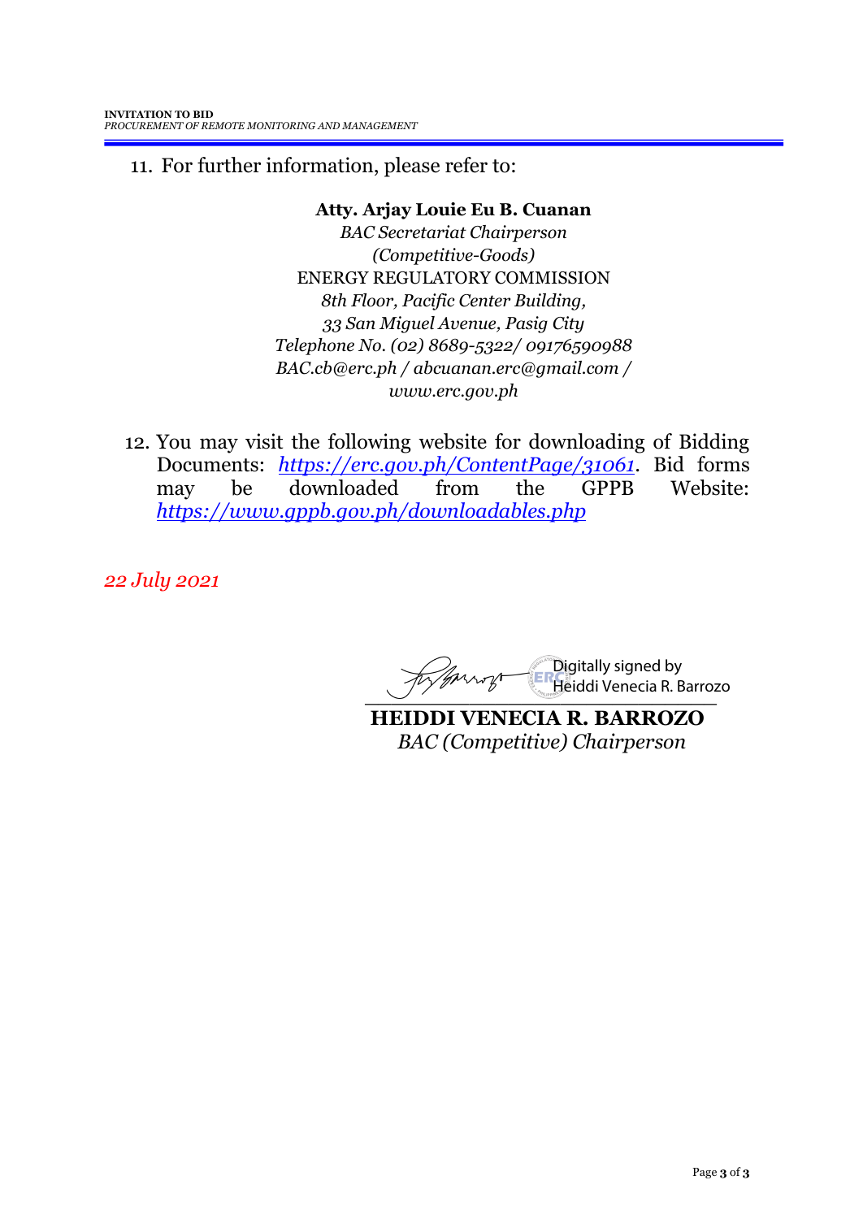11. For further information, please refer to:

**Atty. Arjay Louie Eu B. Cuanan**
*BAC Secretariat Chairperson*
*(Competitive-Goods)*
ENERGY REGULATORY COMMISSION
*8th Floor, Pacific Center Building,*
*33 San Miguel Avenue, Pasig City*
*Telephone No. (02) 8689-5322/ 09176590988*
*BAC.cb@erc.ph / abcuanan.erc@gmail.com /*
*www.erc.gov.ph*

12. You may visit the following website for downloading of Bidding Documents: *https://erc.gov.ph/ContentPage/31061*. Bid forms may be downloaded from the GPPB Website: *https://www.gppb.gov.ph/downloadables.php*

*22 July 2021*

Digitally signed by Heiddi Venecia R. Barrozo

**HEIDDI VENECIA R. BARROZO**
*BAC (Competitive) Chairperson*